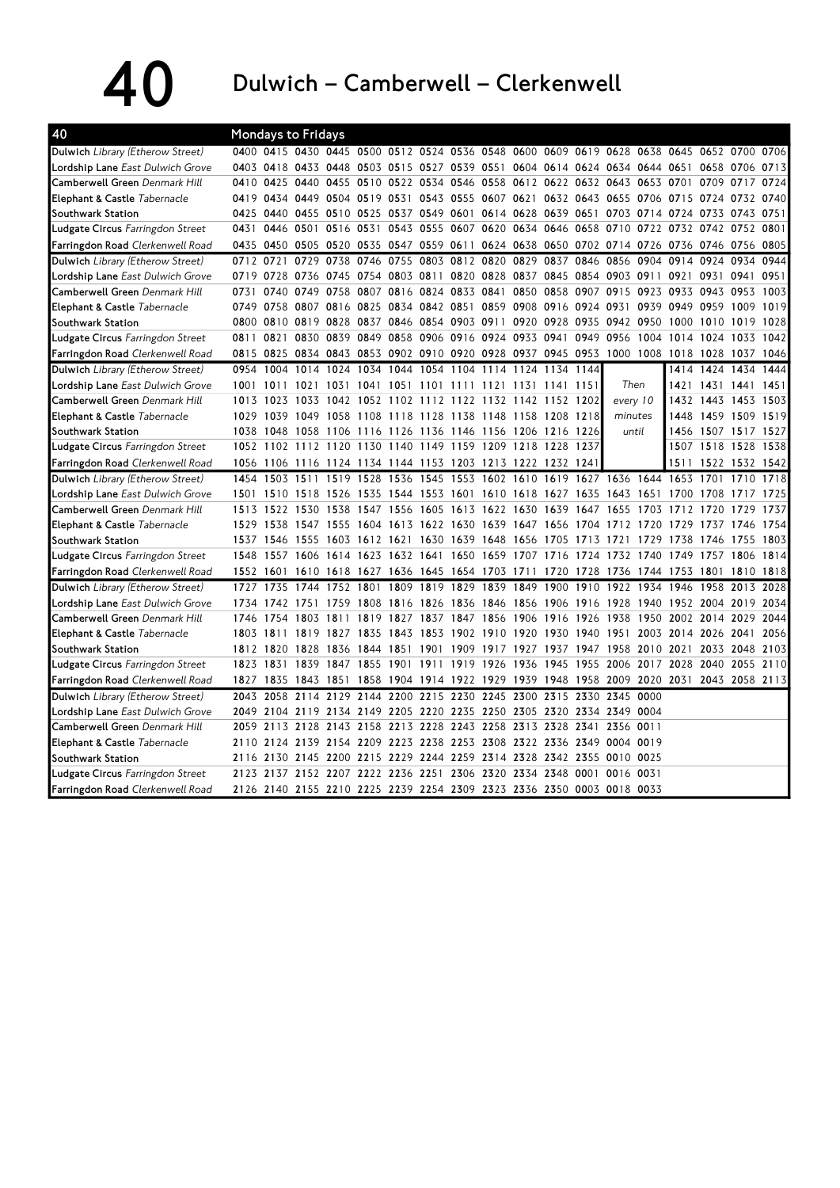# 40 Dulwich – Camberwell – Clerkenwell

## Mondays to Fridays

| 40 | | | | | | | | | | | | | | | | | | |
|---|---|---|---|---|---|---|---|---|---|---|---|---|---|---|---|---|---|---|
| **Dulwich** *Library (Etherow Street)* | 0400 | 0415 | 0430 | 0445 | 0500 | 0512 | 0524 | 0536 | 0548 | 0600 | 0609 | 0619 | 0628 | 0638 | 0645 | 0652 | 0700 | 0706 |
| **Lordship Lane** *East Dulwich Grove* | 0403 | 0418 | 0433 | 0448 | 0503 | 0515 | 0527 | 0539 | 0551 | 0604 | 0614 | 0624 | 0634 | 0644 | 0651 | 0658 | 0706 | 0713 |
| **Camberwell Green** *Denmark Hill* | 0410 | 0425 | 0440 | 0455 | 0510 | 0522 | 0534 | 0546 | 0558 | 0612 | 0622 | 0632 | 0643 | 0653 | 0701 | 0709 | 0717 | 0724 |
| **Elephant & Castle** *Tabernacle* | 0419 | 0434 | 0449 | 0504 | 0519 | 0531 | 0543 | 0555 | 0607 | 0621 | 0632 | 0643 | 0655 | 0706 | 0715 | 0724 | 0732 | 0740 |
| **Southwark Station** | 0425 | 0440 | 0455 | 0510 | 0525 | 0537 | 0549 | 0601 | 0614 | 0628 | 0639 | 0651 | 0703 | 0714 | 0724 | 0733 | 0743 | 0751 |
| **Ludgate Circus** *Farringdon Street* | 0431 | 0446 | 0501 | 0516 | 0531 | 0543 | 0555 | 0607 | 0620 | 0634 | 0646 | 0658 | 0710 | 0722 | 0732 | 0742 | 0752 | 0801 |
| **Farringdon Road** *Clerkenwell Road* | 0435 | 0450 | 0505 | 0520 | 0535 | 0547 | 0559 | 0611 | 0624 | 0638 | 0650 | 0702 | 0714 | 0726 | 0736 | 0746 | 0756 | 0805 |
| **Dulwich** *Library (Etherow Street)* | 0712 | 0721 | 0729 | 0738 | 0746 | 0755 | 0803 | 0812 | 0820 | 0829 | 0837 | 0846 | 0856 | 0904 | 0914 | 0924 | 0934 | 0944 |
| **Lordship Lane** *East Dulwich Grove* | 0719 | 0728 | 0736 | 0745 | 0754 | 0803 | 0811 | 0820 | 0828 | 0837 | 0845 | 0854 | 0903 | 0911 | 0921 | 0931 | 0941 | 0951 |
| **Camberwell Green** *Denmark Hill* | 0731 | 0740 | 0749 | 0758 | 0807 | 0816 | 0824 | 0833 | 0841 | 0850 | 0858 | 0907 | 0915 | 0923 | 0933 | 0943 | 0953 | 1003 |
| **Elephant & Castle** *Tabernacle* | 0749 | 0758 | 0807 | 0816 | 0825 | 0834 | 0842 | 0851 | 0859 | 0908 | 0916 | 0924 | 0931 | 0939 | 0949 | 0959 | 1009 | 1019 |
| **Southwark Station** | 0800 | 0810 | 0819 | 0828 | 0837 | 0846 | 0854 | 0903 | 0911 | 0920 | 0928 | 0935 | 0942 | 0950 | 1000 | 1010 | 1019 | 1028 |
| **Ludgate Circus** *Farringdon Street* | 0811 | 0821 | 0830 | 0839 | 0849 | 0858 | 0906 | 0916 | 0924 | 0933 | 0941 | 0949 | 0956 | 1004 | 1014 | 1024 | 1033 | 1042 |
| **Farringdon Road** *Clerkenwell Road* | 0815 | 0825 | 0834 | 0843 | 0853 | 0902 | 0910 | 0920 | 0928 | 0937 | 0945 | 0953 | 1000 | 1008 | 1018 | 1028 | 1037 | 1046 |
| **Dulwich** *Library (Etherow Street)* | 0954 | 1004 | 1014 | 1024 | 1034 | 1044 | 1054 | 1104 | 1114 | 1124 | 1134 | 1144 | Then | | 1414 | 1424 | 1434 | 1444 |
| **Lordship Lane** *East Dulwich Grove* | 1001 | 1011 | 1021 | 1031 | 1041 | 1051 | 1101 | 1111 | 1121 | 1131 | 1141 | 1151 | every 10 | | 1421 | 1431 | 1441 | 1451 |
| **Camberwell Green** *Denmark Hill* | 1013 | 1023 | 1033 | 1042 | 1052 | 1102 | 1112 | 1122 | 1132 | 1142 | 1152 | 1202 | minutes | | 1432 | 1443 | 1453 | 1503 |
| **Elephant & Castle** *Tabernacle* | 1029 | 1039 | 1049 | 1058 | 1108 | 1118 | 1128 | 1138 | 1148 | 1158 | 1208 | 1218 | until | | 1448 | 1459 | 1509 | 1519 |
| **Southwark Station** | 1038 | 1048 | 1058 | 1106 | 1116 | 1126 | 1136 | 1146 | 1156 | 1206 | 1216 | 1226 | | | 1456 | 1507 | 1517 | 1527 |
| **Ludgate Circus** *Farringdon Street* | 1052 | 1102 | 1112 | 1120 | 1130 | 1140 | 1149 | 1159 | 1209 | 1218 | 1228 | 1237 | | | 1507 | 1518 | 1528 | 1538 |
| **Farringdon Road** *Clerkenwell Road* | 1056 | 1106 | 1116 | 1124 | 1134 | 1144 | 1153 | 1203 | 1213 | 1222 | 1232 | 1241 | | | 1511 | 1522 | 1532 | 1542 |
| **Dulwich** *Library (Etherow Street)* | 1454 | 1503 | 1511 | 1519 | 1528 | 1536 | 1545 | 1553 | 1602 | 1610 | 1619 | 1627 | 1636 | 1644 | 1653 | 1701 | 1710 | 1718 |
| **Lordship Lane** *East Dulwich Grove* | 1501 | 1510 | 1518 | 1526 | 1535 | 1544 | 1553 | 1601 | 1610 | 1618 | 1627 | 1635 | 1643 | 1651 | 1700 | 1708 | 1717 | 1725 |
| **Camberwell Green** *Denmark Hill* | 1513 | 1522 | 1530 | 1538 | 1547 | 1556 | 1605 | 1613 | 1622 | 1630 | 1639 | 1647 | 1655 | 1703 | 1712 | 1720 | 1729 | 1737 |
| **Elephant & Castle** *Tabernacle* | 1529 | 1538 | 1547 | 1555 | 1604 | 1613 | 1622 | 1630 | 1639 | 1647 | 1656 | 1704 | 1712 | 1720 | 1729 | 1737 | 1746 | 1754 |
| **Southwark Station** | 1537 | 1546 | 1555 | 1603 | 1612 | 1621 | 1630 | 1639 | 1648 | 1656 | 1705 | 1713 | 1721 | 1729 | 1738 | 1746 | 1755 | 1803 |
| **Ludgate Circus** *Farringdon Street* | 1548 | 1557 | 1606 | 1614 | 1623 | 1632 | 1641 | 1650 | 1659 | 1707 | 1716 | 1724 | 1732 | 1740 | 1749 | 1757 | 1806 | 1814 |
| **Farringdon Road** *Clerkenwell Road* | 1552 | 1601 | 1610 | 1618 | 1627 | 1636 | 1645 | 1654 | 1703 | 1711 | 1720 | 1728 | 1736 | 1744 | 1753 | 1801 | 1810 | 1818 |
| **Dulwich** *Library (Etherow Street)* | 1727 | 1735 | 1744 | 1752 | 1801 | 1809 | 1819 | 1829 | 1839 | 1849 | 1900 | 1910 | 1922 | 1934 | 1946 | 1958 | 2013 | 2028 |
| **Lordship Lane** *East Dulwich Grove* | 1734 | 1742 | 1751 | 1759 | 1808 | 1816 | 1826 | 1836 | 1846 | 1856 | 1906 | 1916 | 1928 | 1940 | 1952 | 2004 | 2019 | 2034 |
| **Camberwell Green** *Denmark Hill* | 1746 | 1754 | 1803 | 1811 | 1819 | 1827 | 1837 | 1847 | 1856 | 1906 | 1916 | 1926 | 1938 | 1950 | 2002 | 2014 | 2029 | 2044 |
| **Elephant & Castle** *Tabernacle* | 1803 | 1811 | 1819 | 1827 | 1835 | 1843 | 1853 | 1902 | 1910 | 1920 | 1930 | 1940 | 1951 | 2003 | 2014 | 2026 | 2041 | 2056 |
| **Southwark Station** | 1812 | 1820 | 1828 | 1836 | 1844 | 1851 | 1901 | 1909 | 1917 | 1927 | 1937 | 1947 | 1958 | 2010 | 2021 | 2033 | 2048 | 2103 |
| **Ludgate Circus** *Farringdon Street* | 1823 | 1831 | 1839 | 1847 | 1855 | 1901 | 1911 | 1919 | 1926 | 1936 | 1945 | 1955 | 2006 | 2017 | 2028 | 2040 | 2055 | 2110 |
| **Farringdon Road** *Clerkenwell Road* | 1827 | 1835 | 1843 | 1851 | 1858 | 1904 | 1914 | 1922 | 1929 | 1939 | 1948 | 1958 | 2009 | 2020 | 2031 | 2043 | 2058 | 2113 |
| **Dulwich** *Library (Etherow Street)* | 2043 | 2058 | 2114 | 2129 | 2144 | 2200 | 2215 | 2230 | 2245 | 2300 | 2315 | 2330 | 2345 | 0000 | | | | |
| **Lordship Lane** *East Dulwich Grove* | 2049 | 2104 | 2119 | 2134 | 2149 | 2205 | 2220 | 2235 | 2250 | 2305 | 2320 | 2334 | 2349 | 0004 | | | | |
| **Camberwell Green** *Denmark Hill* | 2059 | 2113 | 2128 | 2143 | 2158 | 2213 | 2228 | 2243 | 2258 | 2313 | 2328 | 2341 | 2356 | 0011 | | | | |
| **Elephant & Castle** *Tabernacle* | 2110 | 2124 | 2139 | 2154 | 2209 | 2223 | 2238 | 2253 | 2308 | 2322 | 2336 | 2349 | 0004 | 0019 | | | | |
| **Southwark Station** | 2116 | 2130 | 2145 | 2200 | 2215 | 2229 | 2244 | 2259 | 2314 | 2328 | 2342 | 2355 | 0010 | 0025 | | | | |
| **Ludgate Circus** *Farringdon Street* | 2123 | 2137 | 2152 | 2207 | 2222 | 2236 | 2251 | 2306 | 2320 | 2334 | 2348 | 0001 | 0016 | 0031 | | | | |
| **Farringdon Road** *Clerkenwell Road* | 2126 | 2140 | 2155 | 2210 | 2225 | 2239 | 2254 | 2309 | 2323 | 2336 | 2350 | 0003 | 0018 | 0033 | | | | |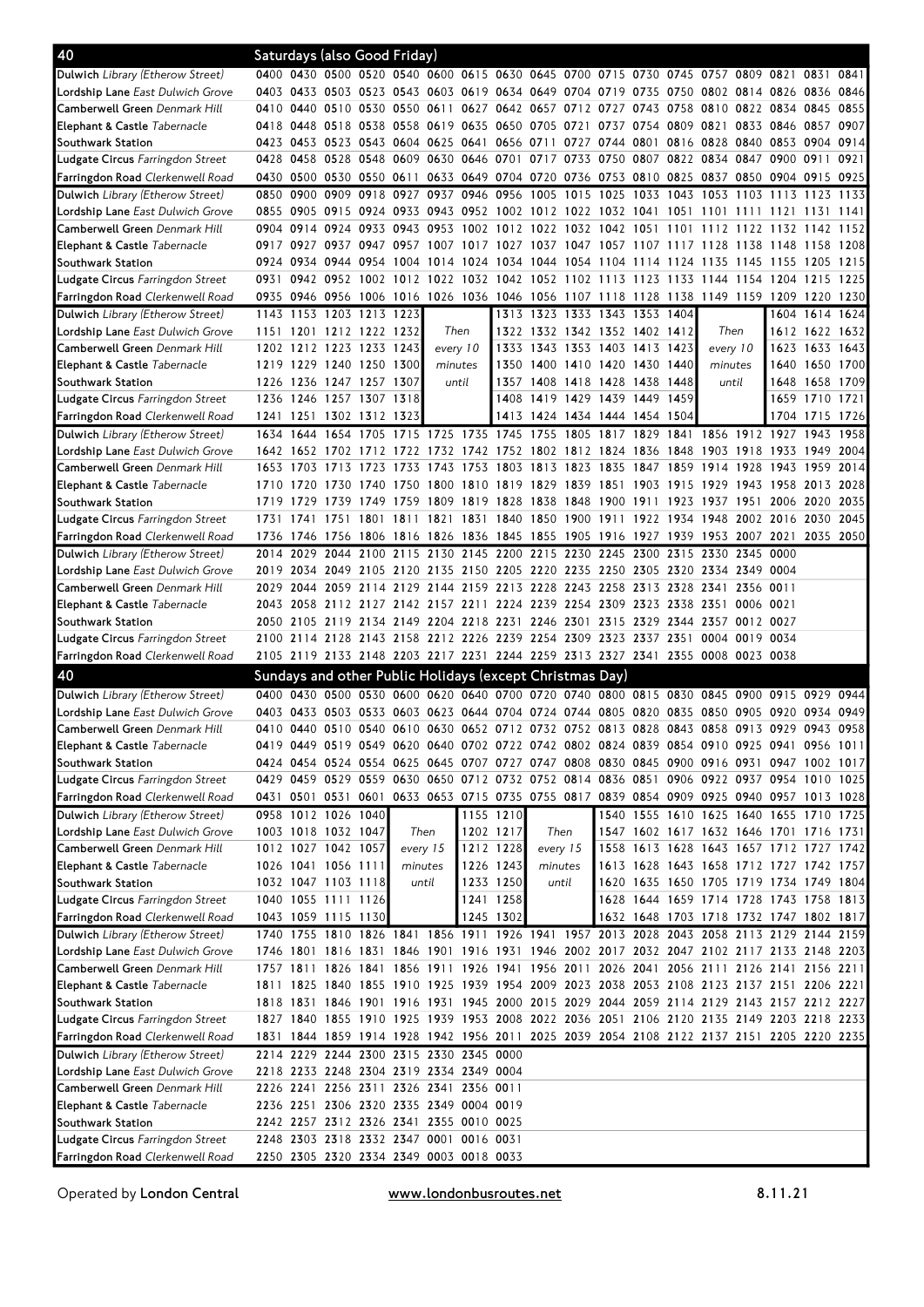## 40 Saturdays (also Good Friday)

| | | | | | | | | | | | | | | | | | | |
|---|---|---|---|---|---|---|---|---|---|---|---|---|---|---|---|---|---|---|
| **Dulwich** *Library (Etherow Street)* | 0400 | 0430 | 0500 | 0520 | 0540 | 0600 | 0615 | 0630 | 0645 | 0700 | 0715 | 0730 | 0745 | 0757 | 0809 | 0821 | 0831 | 0841 |
| **Lordship Lane** *East Dulwich Grove* | 0403 | 0433 | 0503 | 0523 | 0543 | 0603 | 0619 | 0634 | 0649 | 0704 | 0719 | 0735 | 0750 | 0802 | 0814 | 0826 | 0836 | 0846 |
| **Camberwell Green** *Denmark Hill* | 0410 | 0440 | 0510 | 0530 | 0550 | 0611 | 0627 | 0642 | 0657 | 0712 | 0727 | 0743 | 0758 | 0810 | 0822 | 0834 | 0845 | 0855 |
| **Elephant & Castle** *Tabernacle* | 0418 | 0448 | 0518 | 0538 | 0558 | 0619 | 0635 | 0650 | 0705 | 0721 | 0737 | 0754 | 0809 | 0821 | 0833 | 0846 | 0857 | 0907 |
| **Southwark Station** | 0423 | 0453 | 0523 | 0543 | 0604 | 0625 | 0641 | 0656 | 0711 | 0727 | 0744 | 0801 | 0816 | 0828 | 0840 | 0853 | 0904 | 0914 |
| **Ludgate Circus** *Farringdon Street* | 0428 | 0458 | 0528 | 0548 | 0609 | 0630 | 0646 | 0701 | 0717 | 0733 | 0750 | 0807 | 0822 | 0834 | 0847 | 0900 | 0911 | 0921 |
| **Farringdon Road** *Clerkenwell Road* | 0430 | 0500 | 0530 | 0550 | 0611 | 0633 | 0649 | 0704 | 0720 | 0736 | 0753 | 0810 | 0825 | 0837 | 0850 | 0904 | 0915 | 0925 |
| **Dulwich** *Library (Etherow Street)* | 0850 | 0900 | 0909 | 0918 | 0927 | 0937 | 0946 | 0956 | 1005 | 1015 | 1025 | 1033 | 1043 | 1053 | 1103 | 1113 | 1123 | 1133 |
| **Lordship Lane** *East Dulwich Grove* | 0855 | 0905 | 0915 | 0924 | 0933 | 0943 | 0952 | 1002 | 1012 | 1022 | 1032 | 1041 | 1051 | 1101 | 1111 | 1121 | 1131 | 1141 |
| **Camberwell Green** *Denmark Hill* | 0904 | 0914 | 0924 | 0933 | 0943 | 0953 | 1002 | 1012 | 1022 | 1032 | 1042 | 1051 | 1101 | 1112 | 1122 | 1132 | 1142 | 1152 |
| **Elephant & Castle** *Tabernacle* | 0917 | 0927 | 0937 | 0947 | 0957 | 1007 | 1017 | 1027 | 1037 | 1047 | 1057 | 1107 | 1117 | 1128 | 1138 | 1148 | 1158 | 1208 |
| **Southwark Station** | 0924 | 0934 | 0944 | 0954 | 1004 | 1014 | 1024 | 1034 | 1044 | 1054 | 1104 | 1114 | 1124 | 1135 | 1145 | 1155 | 1205 | 1215 |
| **Ludgate Circus** *Farringdon Street* | 0931 | 0942 | 0952 | 1002 | 1012 | 1022 | 1032 | 1042 | 1052 | 1102 | 1113 | 1123 | 1133 | 1144 | 1154 | 1204 | 1215 | 1225 |
| **Farringdon Road** *Clerkenwell Road* | 0935 | 0946 | 0956 | 1006 | 1016 | 1026 | 1036 | 1046 | 1056 | 1107 | 1118 | 1128 | 1138 | 1149 | 1159 | 1209 | 1220 | 1230 |

| | | | | | | | | | | | | | | | | |
|---|---|---|---|---|---|---|---|---|---|---|---|---|---|---|---|---|
| **Dulwich** *Library (Etherow Street)* | 1143 | 1153 | 1203 | 1213 | 1223 | | 1313 | 1323 | 1333 | 1343 | 1353 | 1404 | | 1604 | 1614 | 1624 |
| **Lordship Lane** *East Dulwich Grove* | 1151 | 1201 | 1212 | 1222 | 1232 | *Then* | 1322 | 1332 | 1342 | 1352 | 1402 | 1412 | *Then* | 1612 | 1622 | 1632 |
| **Camberwell Green** *Denmark Hill* | 1202 | 1212 | 1223 | 1233 | 1243 | *every 10* | 1333 | 1343 | 1353 | 1403 | 1413 | 1423 | *every 10* | 1623 | 1633 | 1643 |
| **Elephant & Castle** *Tabernacle* | 1219 | 1229 | 1240 | 1250 | 1300 | *minutes* | 1350 | 1400 | 1410 | 1420 | 1430 | 1440 | *minutes* | 1640 | 1650 | 1700 |
| **Southwark Station** | 1226 | 1236 | 1247 | 1257 | 1307 | *until* | 1357 | 1408 | 1418 | 1428 | 1438 | 1448 | *until* | 1648 | 1658 | 1709 |
| **Ludgate Circus** *Farringdon Street* | 1236 | 1246 | 1257 | 1307 | 1318 | | 1408 | 1419 | 1429 | 1439 | 1449 | 1459 | | 1659 | 1710 | 1721 |
| **Farringdon Road** *Clerkenwell Road* | 1241 | 1251 | 1302 | 1312 | 1323 | | 1413 | 1424 | 1434 | 1444 | 1454 | 1504 | | 1704 | 1715 | 1726 |

| | | | | | | | | | | | | | | | | | | |
|---|---|---|---|---|---|---|---|---|---|---|---|---|---|---|---|---|---|---|
| **Dulwich** *Library (Etherow Street)* | 1634 | 1644 | 1654 | 1705 | 1715 | 1725 | 1735 | 1745 | 1755 | 1805 | 1817 | 1829 | 1841 | 1856 | 1912 | 1927 | 1943 | 1958 |
| **Lordship Lane** *East Dulwich Grove* | 1642 | 1652 | 1702 | 1712 | 1722 | 1732 | 1742 | 1752 | 1802 | 1812 | 1824 | 1836 | 1848 | 1903 | 1918 | 1933 | 1949 | 2004 |
| **Camberwell Green** *Denmark Hill* | 1653 | 1703 | 1713 | 1723 | 1733 | 1743 | 1753 | 1803 | 1813 | 1823 | 1835 | 1847 | 1859 | 1914 | 1928 | 1943 | 1959 | 2014 |
| **Elephant & Castle** *Tabernacle* | 1710 | 1720 | 1730 | 1740 | 1750 | 1800 | 1810 | 1819 | 1829 | 1839 | 1851 | 1903 | 1915 | 1929 | 1943 | 1958 | 2013 | 2028 |
| **Southwark Station** | 1719 | 1729 | 1739 | 1749 | 1759 | 1809 | 1819 | 1828 | 1838 | 1848 | 1900 | 1911 | 1923 | 1937 | 1951 | 2006 | 2020 | 2035 |
| **Ludgate Circus** *Farringdon Street* | 1731 | 1741 | 1751 | 1801 | 1811 | 1821 | 1831 | 1840 | 1850 | 1900 | 1911 | 1922 | 1934 | 1948 | 2002 | 2016 | 2030 | 2045 |
| **Farringdon Road** *Clerkenwell Road* | 1736 | 1746 | 1756 | 1806 | 1816 | 1826 | 1836 | 1845 | 1855 | 1905 | 1916 | 1927 | 1939 | 1953 | 2007 | 2021 | 2035 | 2050 |
| **Dulwich** *Library (Etherow Street)* | 2014 | 2029 | 2044 | 2100 | 2115 | 2130 | 2145 | 2200 | 2215 | 2230 | 2245 | 2300 | 2315 | 2330 | 2345 | 0000 | | |
| **Lordship Lane** *East Dulwich Grove* | 2019 | 2034 | 2049 | 2105 | 2120 | 2135 | 2150 | 2205 | 2220 | 2235 | 2250 | 2305 | 2320 | 2334 | 2349 | 0004 | | |
| **Camberwell Green** *Denmark Hill* | 2029 | 2044 | 2059 | 2114 | 2129 | 2144 | 2159 | 2213 | 2228 | 2243 | 2258 | 2313 | 2328 | 2341 | 2356 | 0011 | | |
| **Elephant & Castle** *Tabernacle* | 2043 | 2058 | 2112 | 2127 | 2142 | 2157 | 2211 | 2224 | 2239 | 2254 | 2309 | 2323 | 2338 | 2351 | 0006 | 0021 | | |
| **Southwark Station** | 2050 | 2105 | 2119 | 2134 | 2149 | 2204 | 2218 | 2231 | 2246 | 2301 | 2315 | 2329 | 2344 | 2357 | 0012 | 0027 | | |
| **Ludgate Circus** *Farringdon Street* | 2100 | 2114 | 2128 | 2143 | 2158 | 2212 | 2226 | 2239 | 2254 | 2309 | 2323 | 2337 | 2351 | 0004 | 0019 | 0034 | | |
| **Farringdon Road** *Clerkenwell Road* | 2105 | 2119 | 2133 | 2148 | 2203 | 2217 | 2231 | 2244 | 2259 | 2313 | 2327 | 2341 | 2355 | 0008 | 0023 | 0038 | | |

## 40 Sundays and other Public Holidays (except Christmas Day)

| | | | | | | | | | | | | | | | | | | |
|---|---|---|---|---|---|---|---|---|---|---|---|---|---|---|---|---|---|---|
| **Dulwich** *Library (Etherow Street)* | 0400 | 0430 | 0500 | 0530 | 0600 | 0620 | 0640 | 0700 | 0720 | 0740 | 0800 | 0815 | 0830 | 0845 | 0900 | 0915 | 0929 | 0944 |
| **Lordship Lane** *East Dulwich Grove* | 0403 | 0433 | 0503 | 0533 | 0603 | 0623 | 0644 | 0704 | 0724 | 0744 | 0805 | 0820 | 0835 | 0850 | 0905 | 0920 | 0934 | 0949 |
| **Camberwell Green** *Denmark Hill* | 0410 | 0440 | 0510 | 0540 | 0610 | 0630 | 0652 | 0712 | 0732 | 0752 | 0813 | 0828 | 0843 | 0858 | 0913 | 0929 | 0943 | 0958 |
| **Elephant & Castle** *Tabernacle* | 0419 | 0449 | 0519 | 0549 | 0620 | 0640 | 0702 | 0722 | 0742 | 0802 | 0824 | 0839 | 0854 | 0910 | 0925 | 0941 | 0956 | 1011 |
| **Southwark Station** | 0424 | 0454 | 0524 | 0554 | 0625 | 0645 | 0707 | 0727 | 0747 | 0808 | 0830 | 0845 | 0900 | 0916 | 0931 | 0947 | 1002 | 1017 |
| **Ludgate Circus** *Farringdon Street* | 0429 | 0459 | 0529 | 0559 | 0630 | 0650 | 0712 | 0732 | 0752 | 0814 | 0836 | 0851 | 0906 | 0922 | 0937 | 0954 | 1010 | 1025 |
| **Farringdon Road** *Clerkenwell Road* | 0431 | 0501 | 0531 | 0601 | 0633 | 0653 | 0715 | 0735 | 0755 | 0817 | 0839 | 0854 | 0909 | 0925 | 0940 | 0957 | 1013 | 1028 |

| | | | | | | | | | | | | | | | | |
|---|---|---|---|---|---|---|---|---|---|---|---|---|---|---|---|---|
| **Dulwich** *Library (Etherow Street)* | 0958 | 1012 | 1026 | 1040 | | 1155 | 1210 | | 1540 | 1555 | 1610 | 1625 | 1640 | 1655 | 1710 | 1725 |
| **Lordship Lane** *East Dulwich Grove* | 1003 | 1018 | 1032 | 1047 | *Then* | 1202 | 1217 | *Then* | 1547 | 1602 | 1617 | 1632 | 1646 | 1701 | 1716 | 1731 |
| **Camberwell Green** *Denmark Hill* | 1012 | 1027 | 1042 | 1057 | *every 15* | 1212 | 1228 | *every 15* | 1558 | 1613 | 1628 | 1643 | 1657 | 1712 | 1727 | 1742 |
| **Elephant & Castle** *Tabernacle* | 1026 | 1041 | 1056 | 1111 | *minutes* | 1226 | 1243 | *minutes* | 1613 | 1628 | 1643 | 1658 | 1712 | 1727 | 1742 | 1757 |
| **Southwark Station** | 1032 | 1047 | 1103 | 1118 | *until* | 1233 | 1250 | *until* | 1620 | 1635 | 1650 | 1705 | 1719 | 1734 | 1749 | 1804 |
| **Ludgate Circus** *Farringdon Street* | 1040 | 1055 | 1111 | 1126 | | 1241 | 1258 | | 1628 | 1644 | 1659 | 1714 | 1728 | 1743 | 1758 | 1813 |
| **Farringdon Road** *Clerkenwell Road* | 1043 | 1059 | 1115 | 1130 | | 1245 | 1302 | | 1632 | 1648 | 1703 | 1718 | 1732 | 1747 | 1802 | 1817 |

| | | | | | | | | | | | | | | | | | | |
|---|---|---|---|---|---|---|---|---|---|---|---|---|---|---|---|---|---|---|
| **Dulwich** *Library (Etherow Street)* | 1740 | 1755 | 1810 | 1826 | 1841 | 1856 | 1911 | 1926 | 1941 | 1957 | 2013 | 2028 | 2043 | 2058 | 2113 | 2129 | 2144 | 2159 |
| **Lordship Lane** *East Dulwich Grove* | 1746 | 1801 | 1816 | 1831 | 1846 | 1901 | 1916 | 1931 | 1946 | 2002 | 2017 | 2032 | 2047 | 2102 | 2117 | 2133 | 2148 | 2203 |
| **Camberwell Green** *Denmark Hill* | 1757 | 1811 | 1826 | 1841 | 1856 | 1911 | 1926 | 1941 | 1956 | 2011 | 2026 | 2041 | 2056 | 2111 | 2126 | 2141 | 2156 | 2211 |
| **Elephant & Castle** *Tabernacle* | 1811 | 1825 | 1840 | 1855 | 1910 | 1925 | 1939 | 1954 | 2009 | 2023 | 2038 | 2053 | 2108 | 2123 | 2137 | 2151 | 2206 | 2221 |
| **Southwark Station** | 1818 | 1831 | 1846 | 1901 | 1916 | 1931 | 1945 | 2000 | 2015 | 2029 | 2044 | 2059 | 2114 | 2129 | 2143 | 2157 | 2212 | 2227 |
| **Ludgate Circus** *Farringdon Street* | 1827 | 1840 | 1855 | 1910 | 1925 | 1939 | 1953 | 2008 | 2022 | 2036 | 2051 | 2106 | 2120 | 2135 | 2149 | 2203 | 2218 | 2233 |
| **Farringdon Road** *Clerkenwell Road* | 1831 | 1844 | 1859 | 1914 | 1928 | 1942 | 1956 | 2011 | 2025 | 2039 | 2054 | 2108 | 2122 | 2137 | 2151 | 2205 | 2220 | 2235 |
| **Dulwich** *Library (Etherow Street)* | 2214 | 2229 | 2244 | 2300 | 2315 | 2330 | 2345 | 0000 | | | | | | | | | | |
| **Lordship Lane** *East Dulwich Grove* | 2218 | 2233 | 2248 | 2304 | 2319 | 2334 | 2349 | 0004 | | | | | | | | | | |
| **Camberwell Green** *Denmark Hill* | 2226 | 2241 | 2256 | 2311 | 2326 | 2341 | 2356 | 0011 | | | | | | | | | | |
| **Elephant & Castle** *Tabernacle* | 2236 | 2251 | 2306 | 2320 | 2335 | 2349 | 0004 | 0019 | | | | | | | | | | |
| **Southwark Station** | 2242 | 2257 | 2312 | 2326 | 2341 | 2355 | 0010 | 0025 | | | | | | | | | | |
| **Ludgate Circus** *Farringdon Street* | 2248 | 2303 | 2318 | 2332 | 2347 | 0001 | 0016 | 0031 | | | | | | | | | | |
| **Farringdon Road** *Clerkenwell Road* | 2250 | 2305 | 2320 | 2334 | 2349 | 0003 | 0018 | 0033 | | | | | | | | | | |

Operated by **London Central** www.londonbusroutes.net 8.11.21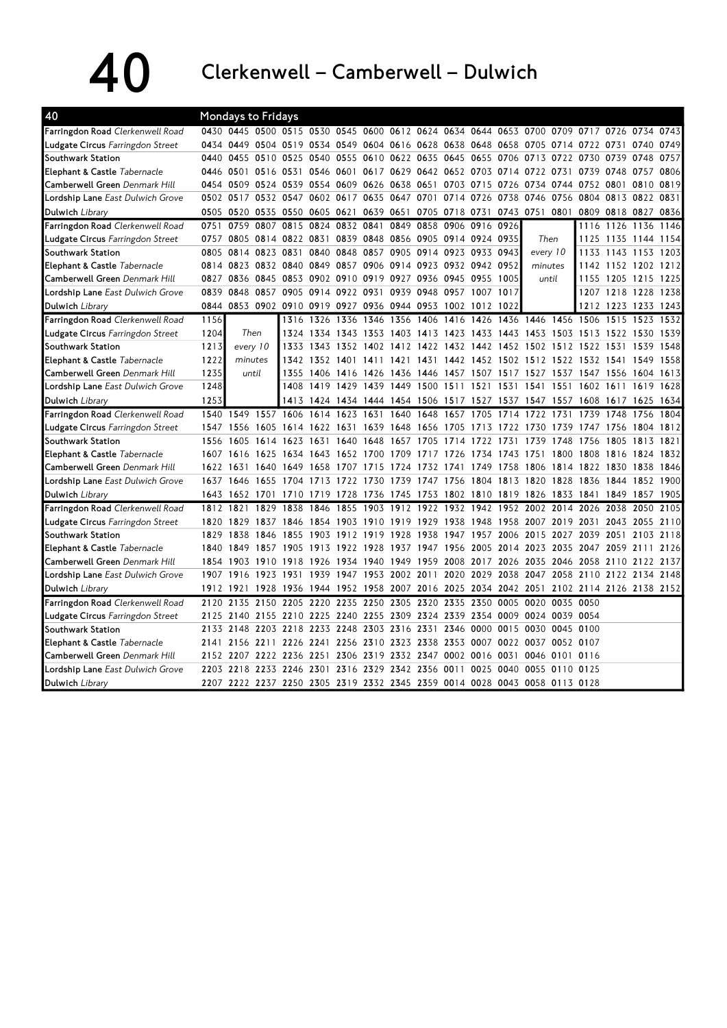# 40 Clerkenwell – Camberwell – Dulwich

**Mondays to Fridays**

| 40 | | | | | | | | | | | | | | | | | | |
|---|---|---|---|---|---|---|---|---|---|---|---|---|---|---|---|---|---|---|
| **Farringdon Road** *Clerkenwell Road* | 0430 | 0445 | 0500 | 0515 | 0530 | 0545 | 0600 | 0612 | 0624 | 0634 | 0644 | 0653 | 0700 | 0709 | 0717 | 0726 | 0734 | 0743 |
| **Ludgate Circus** *Farringdon Street* | 0434 | 0449 | 0504 | 0519 | 0534 | 0549 | 0604 | 0616 | 0628 | 0638 | 0648 | 0658 | 0705 | 0714 | 0722 | 0731 | 0740 | 0749 |
| **Southwark Station** | 0440 | 0455 | 0510 | 0525 | 0540 | 0555 | 0610 | 0622 | 0635 | 0645 | 0655 | 0706 | 0713 | 0722 | 0730 | 0739 | 0748 | 0757 |
| **Elephant & Castle** *Tabernacle* | 0446 | 0501 | 0516 | 0531 | 0546 | 0601 | 0617 | 0629 | 0642 | 0652 | 0703 | 0714 | 0722 | 0731 | 0739 | 0748 | 0757 | 0806 |
| **Camberwell Green** *Denmark Hill* | 0454 | 0509 | 0524 | 0539 | 0554 | 0609 | 0626 | 0638 | 0651 | 0703 | 0715 | 0726 | 0734 | 0744 | 0752 | 0801 | 0810 | 0819 |
| **Lordship Lane** *East Dulwich Grove* | 0502 | 0517 | 0532 | 0547 | 0602 | 0617 | 0635 | 0647 | 0701 | 0714 | 0726 | 0738 | 0746 | 0756 | 0804 | 0813 | 0822 | 0831 |
| **Dulwich** *Library* | 0505 | 0520 | 0535 | 0550 | 0605 | 0621 | 0639 | 0651 | 0705 | 0718 | 0731 | 0743 | 0751 | 0801 | 0809 | 0818 | 0827 | 0836 |
| **Farringdon Road** *Clerkenwell Road* | 0751 | 0759 | 0807 | 0815 | 0824 | 0832 | 0841 | 0849 | 0858 | 0906 | 0916 | 0926 | | | 1116 | 1126 | 1136 | 1146 |
| **Ludgate Circus** *Farringdon Street* | 0757 | 0805 | 0814 | 0822 | 0831 | 0839 | 0848 | 0856 | 0905 | 0914 | 0924 | 0935 | *Then* | | 1125 | 1135 | 1144 | 1154 |
| **Southwark Station** | 0805 | 0814 | 0823 | 0831 | 0840 | 0848 | 0857 | 0905 | 0914 | 0923 | 0933 | 0943 | *every 10* | | 1133 | 1143 | 1153 | 1203 |
| **Elephant & Castle** *Tabernacle* | 0814 | 0823 | 0832 | 0840 | 0849 | 0857 | 0906 | 0914 | 0923 | 0932 | 0942 | 0952 | *minutes* | | 1142 | 1152 | 1202 | 1212 |
| **Camberwell Green** *Denmark Hill* | 0827 | 0836 | 0845 | 0853 | 0902 | 0910 | 0919 | 0927 | 0936 | 0945 | 0955 | 1005 | *until* | | 1155 | 1205 | 1215 | 1225 |
| **Lordship Lane** *East Dulwich Grove* | 0839 | 0848 | 0857 | 0905 | 0914 | 0922 | 0931 | 0939 | 0948 | 0957 | 1007 | 1017 | | | 1207 | 1218 | 1228 | 1238 |
| **Dulwich** *Library* | 0844 | 0853 | 0902 | 0910 | 0919 | 0927 | 0936 | 0944 | 0953 | 1002 | 1012 | 1022 | | | 1212 | 1223 | 1233 | 1243 |
| **Farringdon Road** *Clerkenwell Road* | 1156 | | | 1316 | 1326 | 1336 | 1346 | 1356 | 1406 | 1416 | 1426 | 1436 | 1446 | 1456 | 1506 | 1515 | 1523 | 1532 |
| **Ludgate Circus** *Farringdon Street* | 1204 | *Then* | | 1324 | 1334 | 1343 | 1353 | 1403 | 1413 | 1423 | 1433 | 1443 | 1453 | 1503 | 1513 | 1522 | 1530 | 1539 |
| **Southwark Station** | 1213 | *every 10* | | 1333 | 1343 | 1352 | 1402 | 1412 | 1422 | 1432 | 1442 | 1452 | 1502 | 1512 | 1522 | 1531 | 1539 | 1548 |
| **Elephant & Castle** *Tabernacle* | 1222 | *minutes* | | 1342 | 1352 | 1401 | 1411 | 1421 | 1431 | 1442 | 1452 | 1502 | 1512 | 1522 | 1532 | 1541 | 1549 | 1558 |
| **Camberwell Green** *Denmark Hill* | 1235 | *until* | | 1355 | 1406 | 1416 | 1426 | 1436 | 1446 | 1457 | 1507 | 1517 | 1527 | 1537 | 1547 | 1556 | 1604 | 1613 |
| **Lordship Lane** *East Dulwich Grove* | 1248 | | | 1408 | 1419 | 1429 | 1439 | 1449 | 1500 | 1511 | 1521 | 1531 | 1541 | 1551 | 1602 | 1611 | 1619 | 1628 |
| **Dulwich** *Library* | 1253 | | | 1413 | 1424 | 1434 | 1444 | 1454 | 1506 | 1517 | 1527 | 1537 | 1547 | 1557 | 1608 | 1617 | 1625 | 1634 |
| **Farringdon Road** *Clerkenwell Road* | 1540 | 1549 | 1557 | 1606 | 1614 | 1623 | 1631 | 1640 | 1648 | 1657 | 1705 | 1714 | 1722 | 1731 | 1739 | 1748 | 1756 | 1804 |
| **Ludgate Circus** *Farringdon Street* | 1547 | 1556 | 1605 | 1614 | 1622 | 1631 | 1639 | 1648 | 1656 | 1705 | 1713 | 1722 | 1730 | 1739 | 1747 | 1756 | 1804 | 1812 |
| **Southwark Station** | 1556 | 1605 | 1614 | 1623 | 1631 | 1640 | 1648 | 1657 | 1705 | 1714 | 1722 | 1731 | 1739 | 1748 | 1756 | 1805 | 1813 | 1821 |
| **Elephant & Castle** *Tabernacle* | 1607 | 1616 | 1625 | 1634 | 1643 | 1652 | 1700 | 1709 | 1717 | 1726 | 1734 | 1743 | 1751 | 1800 | 1808 | 1816 | 1824 | 1832 |
| **Camberwell Green** *Denmark Hill* | 1622 | 1631 | 1640 | 1649 | 1658 | 1707 | 1715 | 1724 | 1732 | 1741 | 1749 | 1758 | 1806 | 1814 | 1822 | 1830 | 1838 | 1846 |
| **Lordship Lane** *East Dulwich Grove* | 1637 | 1646 | 1655 | 1704 | 1713 | 1722 | 1730 | 1739 | 1747 | 1756 | 1804 | 1813 | 1820 | 1828 | 1836 | 1844 | 1852 | 1900 |
| **Dulwich** *Library* | 1643 | 1652 | 1701 | 1710 | 1719 | 1728 | 1736 | 1745 | 1753 | 1802 | 1810 | 1819 | 1826 | 1833 | 1841 | 1849 | 1857 | 1905 |
| **Farringdon Road** *Clerkenwell Road* | 1812 | 1821 | 1829 | 1838 | 1846 | 1855 | 1903 | 1912 | 1922 | 1932 | 1942 | 1952 | 2002 | 2014 | 2026 | 2038 | 2050 | 2105 |
| **Ludgate Circus** *Farringdon Street* | 1820 | 1829 | 1837 | 1846 | 1854 | 1903 | 1910 | 1919 | 1929 | 1938 | 1948 | 1958 | 2007 | 2019 | 2031 | 2043 | 2055 | 2110 |
| **Southwark Station** | 1829 | 1838 | 1846 | 1855 | 1903 | 1912 | 1919 | 1928 | 1938 | 1947 | 1957 | 2006 | 2015 | 2027 | 2039 | 2051 | 2103 | 2118 |
| **Elephant & Castle** *Tabernacle* | 1840 | 1849 | 1857 | 1905 | 1913 | 1922 | 1928 | 1937 | 1947 | 1956 | 2005 | 2014 | 2023 | 2035 | 2047 | 2059 | 2111 | 2126 |
| **Camberwell Green** *Denmark Hill* | 1854 | 1903 | 1910 | 1918 | 1926 | 1934 | 1940 | 1949 | 1959 | 2008 | 2017 | 2026 | 2035 | 2046 | 2058 | 2110 | 2122 | 2137 |
| **Lordship Lane** *East Dulwich Grove* | 1907 | 1916 | 1923 | 1931 | 1939 | 1947 | 1953 | 2002 | 2011 | 2020 | 2029 | 2038 | 2047 | 2058 | 2110 | 2122 | 2134 | 2148 |
| **Dulwich** *Library* | 1912 | 1921 | 1928 | 1936 | 1944 | 1952 | 1958 | 2007 | 2016 | 2025 | 2034 | 2042 | 2051 | 2102 | 2114 | 2126 | 2138 | 2152 |
| **Farringdon Road** *Clerkenwell Road* | 2120 | 2135 | 2150 | 2205 | 2220 | 2235 | 2250 | 2305 | 2320 | 2335 | 2350 | 0005 | 0020 | 0035 | 0050 | | | |
| **Ludgate Circus** *Farringdon Street* | 2125 | 2140 | 2155 | 2210 | 2225 | 2240 | 2255 | 2309 | 2324 | 2339 | 2354 | 0009 | 0024 | 0039 | 0054 | | | |
| **Southwark Station** | 2133 | 2148 | 2203 | 2218 | 2233 | 2248 | 2303 | 2316 | 2331 | 2346 | 0000 | 0015 | 0030 | 0045 | 0100 | | | |
| **Elephant & Castle** *Tabernacle* | 2141 | 2156 | 2211 | 2226 | 2241 | 2256 | 2310 | 2323 | 2338 | 2353 | 0007 | 0022 | 0037 | 0052 | 0107 | | | |
| **Camberwell Green** *Denmark Hill* | 2152 | 2207 | 2222 | 2236 | 2251 | 2306 | 2319 | 2332 | 2347 | 0002 | 0016 | 0031 | 0046 | 0101 | 0116 | | | |
| **Lordship Lane** *East Dulwich Grove* | 2203 | 2218 | 2233 | 2246 | 2301 | 2316 | 2329 | 2342 | 2356 | 0011 | 0025 | 0040 | 0055 | 0110 | 0125 | | | |
| **Dulwich** *Library* | 2207 | 2222 | 2237 | 2250 | 2305 | 2319 | 2332 | 2345 | 2359 | 0014 | 0028 | 0043 | 0058 | 0113 | 0128 | | | |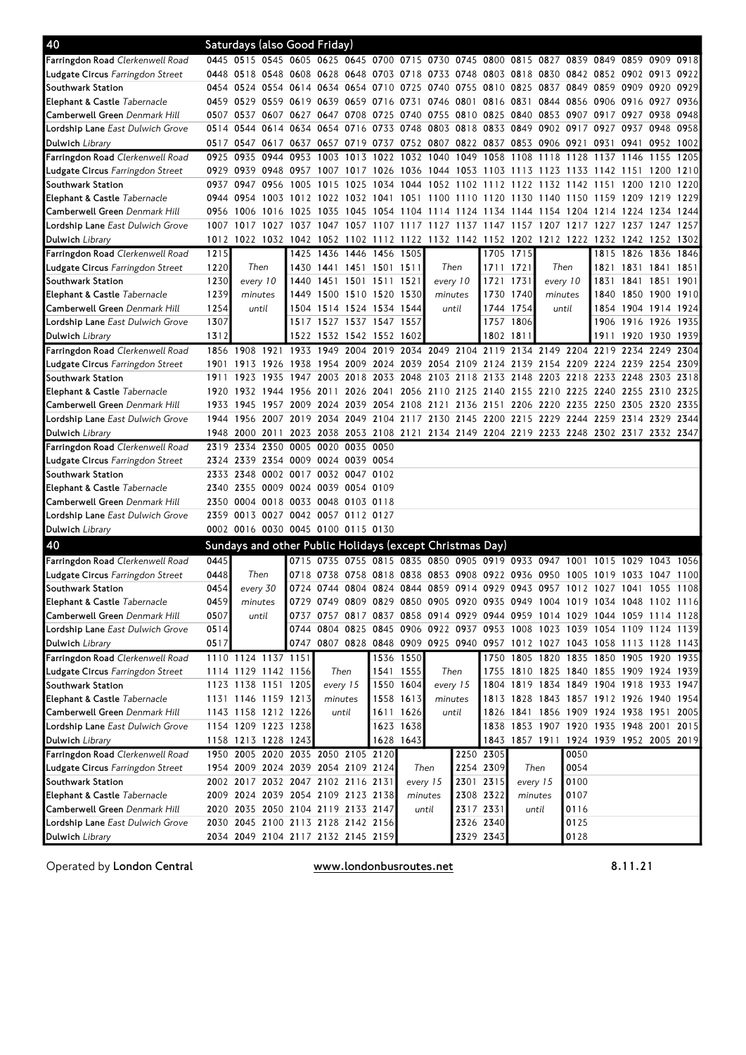## 40 Saturdays (also Good Friday)

| | | | | | | | | | | | | | | | | | | |
|---|---|---|---|---|---|---|---|---|---|---|---|---|---|---|---|---|---|---|
| **Farringdon Road** *Clerkenwell Road* | 0445 | 0515 | 0545 | 0605 | 0625 | 0645 | 0700 | 0715 | 0730 | 0745 | 0800 | 0815 | 0827 | 0839 | 0849 | 0859 | 0909 | 0918 |
| **Ludgate Circus** *Farringdon Street* | 0448 | 0518 | 0548 | 0608 | 0628 | 0648 | 0703 | 0718 | 0733 | 0748 | 0803 | 0818 | 0830 | 0842 | 0852 | 0902 | 0913 | 0922 |
| **Southwark Station** | 0454 | 0524 | 0554 | 0614 | 0634 | 0654 | 0710 | 0725 | 0740 | 0755 | 0810 | 0825 | 0837 | 0849 | 0859 | 0909 | 0920 | 0929 |
| **Elephant & Castle** *Tabernacle* | 0459 | 0529 | 0559 | 0619 | 0639 | 0659 | 0716 | 0731 | 0746 | 0801 | 0816 | 0831 | 0844 | 0856 | 0906 | 0916 | 0927 | 0936 |
| **Camberwell Green** *Denmark Hill* | 0507 | 0537 | 0607 | 0627 | 0647 | 0708 | 0725 | 0740 | 0755 | 0810 | 0825 | 0840 | 0853 | 0907 | 0917 | 0927 | 0938 | 0948 |
| **Lordship Lane** *East Dulwich Grove* | 0514 | 0544 | 0614 | 0634 | 0654 | 0716 | 0733 | 0748 | 0803 | 0818 | 0833 | 0849 | 0902 | 0917 | 0927 | 0937 | 0948 | 0958 |
| **Dulwich** *Library* | 0517 | 0547 | 0617 | 0637 | 0657 | 0719 | 0737 | 0752 | 0807 | 0822 | 0837 | 0853 | 0906 | 0921 | 0931 | 0941 | 0952 | 1002 |

| | | | | | | | | | | | | | | | | | | |
|---|---|---|---|---|---|---|---|---|---|---|---|---|---|---|---|---|---|---|
| **Farringdon Road** *Clerkenwell Road* | 0925 | 0935 | 0944 | 0953 | 1003 | 1013 | 1022 | 1032 | 1040 | 1049 | 1058 | 1108 | 1118 | 1128 | 1137 | 1146 | 1155 | 1205 |
| **Ludgate Circus** *Farringdon Street* | 0929 | 0939 | 0948 | 0957 | 1007 | 1017 | 1026 | 1036 | 1044 | 1053 | 1103 | 1113 | 1123 | 1133 | 1142 | 1151 | 1200 | 1210 |
| **Southwark Station** | 0937 | 0947 | 0956 | 1005 | 1015 | 1025 | 1034 | 1044 | 1052 | 1102 | 1112 | 1122 | 1132 | 1142 | 1151 | 1200 | 1210 | 1220 |
| **Elephant & Castle** *Tabernacle* | 0944 | 0954 | 1003 | 1012 | 1022 | 1032 | 1041 | 1051 | 1100 | 1110 | 1120 | 1130 | 1140 | 1150 | 1159 | 1209 | 1219 | 1229 |
| **Camberwell Green** *Denmark Hill* | 0956 | 1006 | 1016 | 1025 | 1035 | 1045 | 1054 | 1104 | 1114 | 1124 | 1134 | 1144 | 1154 | 1204 | 1214 | 1224 | 1234 | 1244 |
| **Lordship Lane** *East Dulwich Grove* | 1007 | 1017 | 1027 | 1037 | 1047 | 1057 | 1107 | 1117 | 1127 | 1137 | 1147 | 1157 | 1207 | 1217 | 1227 | 1237 | 1247 | 1257 |
| **Dulwich** *Library* | 1012 | 1022 | 1032 | 1042 | 1052 | 1102 | 1112 | 1122 | 1132 | 1142 | 1152 | 1202 | 1212 | 1222 | 1232 | 1242 | 1252 | 1302 |

| | | | | | | | | | | | | | | | | | | |
|---|---|---|---|---|---|---|---|---|---|---|---|---|---|---|---|---|---|---|
| **Farringdon Road** *Clerkenwell Road* | 1215 | | | 1425 | 1436 | 1446 | 1456 | 1505 | | | 1705 | 1715 | | | 1815 | 1826 | 1836 | 1846 |
| **Ludgate Circus** *Farringdon Street* | 1220 | Then | | 1430 | 1441 | 1451 | 1501 | 1511 | Then | | 1711 | 1721 | Then | | 1821 | 1831 | 1841 | 1851 |
| **Southwark Station** | 1230 | every 10 | | 1440 | 1451 | 1501 | 1511 | 1521 | every 10 | | 1721 | 1731 | every 10 | | 1831 | 1841 | 1851 | 1901 |
| **Elephant & Castle** *Tabernacle* | 1239 | minutes | | 1449 | 1500 | 1510 | 1520 | 1530 | minutes | | 1730 | 1740 | minutes | | 1840 | 1850 | 1900 | 1910 |
| **Camberwell Green** *Denmark Hill* | 1254 | until | | 1504 | 1514 | 1524 | 1534 | 1544 | until | | 1744 | 1754 | until | | 1854 | 1904 | 1914 | 1924 |
| **Lordship Lane** *East Dulwich Grove* | 1307 | | | 1517 | 1527 | 1537 | 1547 | 1557 | | | 1757 | 1806 | | | 1906 | 1916 | 1926 | 1935 |
| **Dulwich** *Library* | 1312 | | | 1522 | 1532 | 1542 | 1552 | 1602 | | | 1802 | 1811 | | | 1911 | 1920 | 1930 | 1939 |

| | | | | | | | | | | | | | | | | | | |
|---|---|---|---|---|---|---|---|---|---|---|---|---|---|---|---|---|---|---|
| **Farringdon Road** *Clerkenwell Road* | 1856 | 1908 | 1921 | 1933 | 1949 | 2004 | 2019 | 2034 | 2049 | 2104 | 2119 | 2134 | 2149 | 2204 | 2219 | 2234 | 2249 | 2304 |
| **Ludgate Circus** *Farringdon Street* | 1901 | 1913 | 1926 | 1938 | 1954 | 2009 | 2024 | 2039 | 2054 | 2109 | 2124 | 2139 | 2154 | 2209 | 2224 | 2239 | 2254 | 2309 |
| **Southwark Station** | 1911 | 1923 | 1935 | 1947 | 2003 | 2018 | 2033 | 2048 | 2103 | 2118 | 2133 | 2148 | 2203 | 2218 | 2233 | 2248 | 2303 | 2318 |
| **Elephant & Castle** *Tabernacle* | 1920 | 1932 | 1944 | 1956 | 2011 | 2026 | 2041 | 2056 | 2110 | 2125 | 2140 | 2155 | 2210 | 2225 | 2240 | 2255 | 2310 | 2325 |
| **Camberwell Green** *Denmark Hill* | 1933 | 1945 | 1957 | 2009 | 2024 | 2039 | 2054 | 2108 | 2121 | 2136 | 2151 | 2206 | 2220 | 2235 | 2250 | 2305 | 2320 | 2335 |
| **Lordship Lane** *East Dulwich Grove* | 1944 | 1956 | 2007 | 2019 | 2034 | 2049 | 2104 | 2117 | 2130 | 2145 | 2200 | 2215 | 2229 | 2244 | 2259 | 2314 | 2329 | 2344 |
| **Dulwich** *Library* | 1948 | 2000 | 2011 | 2023 | 2038 | 2053 | 2108 | 2121 | 2134 | 2149 | 2204 | 2219 | 2233 | 2248 | 2302 | 2317 | 2332 | 2347 |

| | | | | | | | |
|---|---|---|---|---|---|---|---|
| **Farringdon Road** *Clerkenwell Road* | 2319 | 2334 | 2350 | 0005 | 0020 | 0035 | 0050 |
| **Ludgate Circus** *Farringdon Street* | 2324 | 2339 | 2354 | 0009 | 0024 | 0039 | 0054 |
| **Southwark Station** | 2333 | 2348 | 0002 | 0017 | 0032 | 0047 | 0102 |
| **Elephant & Castle** *Tabernacle* | 2340 | 2355 | 0009 | 0024 | 0039 | 0054 | 0109 |
| **Camberwell Green** *Denmark Hill* | 2350 | 0004 | 0018 | 0033 | 0048 | 0103 | 0118 |
| **Lordship Lane** *East Dulwich Grove* | 2359 | 0013 | 0027 | 0042 | 0057 | 0112 | 0127 |
| **Dulwich** *Library* | 0002 | 0016 | 0030 | 0045 | 0100 | 0115 | 0130 |

## 40 Sundays and other Public Holidays (except Christmas Day)

| | | | | | | | | | | | | | | | | | | |
|---|---|---|---|---|---|---|---|---|---|---|---|---|---|---|---|---|---|---|
| **Farringdon Road** *Clerkenwell Road* | 0445 | | | 0715 | 0735 | 0755 | 0815 | 0835 | 0850 | 0905 | 0919 | 0933 | 0947 | 1001 | 1015 | 1029 | 1043 | 1056 |
| **Ludgate Circus** *Farringdon Street* | 0448 | Then | | 0718 | 0738 | 0758 | 0818 | 0838 | 0853 | 0908 | 0922 | 0936 | 0950 | 1005 | 1019 | 1033 | 1047 | 1100 |
| **Southwark Station** | 0454 | every 30 | | 0724 | 0744 | 0804 | 0824 | 0844 | 0859 | 0914 | 0929 | 0943 | 0957 | 1012 | 1027 | 1041 | 1055 | 1108 |
| **Elephant & Castle** *Tabernacle* | 0459 | minutes | | 0729 | 0749 | 0809 | 0829 | 0850 | 0905 | 0920 | 0935 | 0949 | 1004 | 1019 | 1034 | 1048 | 1102 | 1116 |
| **Camberwell Green** *Denmark Hill* | 0507 | until | | 0737 | 0757 | 0817 | 0837 | 0858 | 0914 | 0929 | 0944 | 0959 | 1014 | 1029 | 1044 | 1059 | 1114 | 1128 |
| **Lordship Lane** *East Dulwich Grove* | 0514 | | | 0744 | 0804 | 0825 | 0845 | 0906 | 0922 | 0937 | 0953 | 1008 | 1023 | 1039 | 1054 | 1109 | 1124 | 1139 |
| **Dulwich** *Library* | 0517 | | | 0747 | 0807 | 0828 | 0848 | 0909 | 0925 | 0940 | 0957 | 1012 | 1027 | 1043 | 1058 | 1113 | 1128 | 1143 |

| | | | | | | | | | | | | | | | | | | |
|---|---|---|---|---|---|---|---|---|---|---|---|---|---|---|---|---|---|---|
| **Farringdon Road** *Clerkenwell Road* | 1110 | 1124 | 1137 | 1151 | | | 1536 | 1550 | | | 1750 | 1805 | 1820 | 1835 | 1850 | 1905 | 1920 | 1935 |
| **Ludgate Circus** *Farringdon Street* | 1114 | 1129 | 1142 | 1156 | Then | | 1541 | 1555 | Then | | 1755 | 1810 | 1825 | 1840 | 1855 | 1909 | 1924 | 1939 |
| **Southwark Station** | 1123 | 1138 | 1151 | 1205 | every 15 | | 1550 | 1604 | every 15 | | 1804 | 1819 | 1834 | 1849 | 1904 | 1918 | 1933 | 1947 |
| **Elephant & Castle** *Tabernacle* | 1131 | 1146 | 1159 | 1213 | minutes | | 1558 | 1613 | minutes | | 1813 | 1828 | 1843 | 1857 | 1912 | 1926 | 1940 | 1954 |
| **Camberwell Green** *Denmark Hill* | 1143 | 1158 | 1212 | 1226 | until | | 1611 | 1626 | until | | 1826 | 1841 | 1856 | 1909 | 1924 | 1938 | 1951 | 2005 |
| **Lordship Lane** *East Dulwich Grove* | 1154 | 1209 | 1223 | 1238 | | | 1623 | 1638 | | | 1838 | 1853 | 1907 | 1920 | 1935 | 1948 | 2001 | 2015 |
| **Dulwich** *Library* | 1158 | 1213 | 1228 | 1243 | | | 1628 | 1643 | | | 1843 | 1857 | 1911 | 1924 | 1939 | 1952 | 2005 | 2019 |

| | | | | | | | | | | | | | | |
|---|---|---|---|---|---|---|---|---|---|---|---|---|---|---|
| **Farringdon Road** *Clerkenwell Road* | 1950 | 2005 | 2020 | 2035 | 2050 | 2105 | 2120 | | | 2250 | 2305 | | | 0050 |
| **Ludgate Circus** *Farringdon Street* | 1954 | 2009 | 2024 | 2039 | 2054 | 2109 | 2124 | Then | | 2254 | 2309 | Then | | 0054 |
| **Southwark Station** | 2002 | 2017 | 2032 | 2047 | 2102 | 2116 | 2131 | every 15 | | 2301 | 2315 | every 15 | | 0100 |
| **Elephant & Castle** *Tabernacle* | 2009 | 2024 | 2039 | 2054 | 2109 | 2123 | 2138 | minutes | | 2308 | 2322 | minutes | | 0107 |
| **Camberwell Green** *Denmark Hill* | 2020 | 2035 | 2050 | 2104 | 2119 | 2133 | 2147 | until | | 2317 | 2331 | until | | 0116 |
| **Lordship Lane** *East Dulwich Grove* | 2030 | 2045 | 2100 | 2113 | 2128 | 2142 | 2156 | | | 2326 | 2340 | | | 0125 |
| **Dulwich** *Library* | 2034 | 2049 | 2104 | 2117 | 2132 | 2145 | 2159 | | | 2329 | 2343 | | | 0128 |

Operated by **London Central** www.londonbusroutes.net 8.11.21